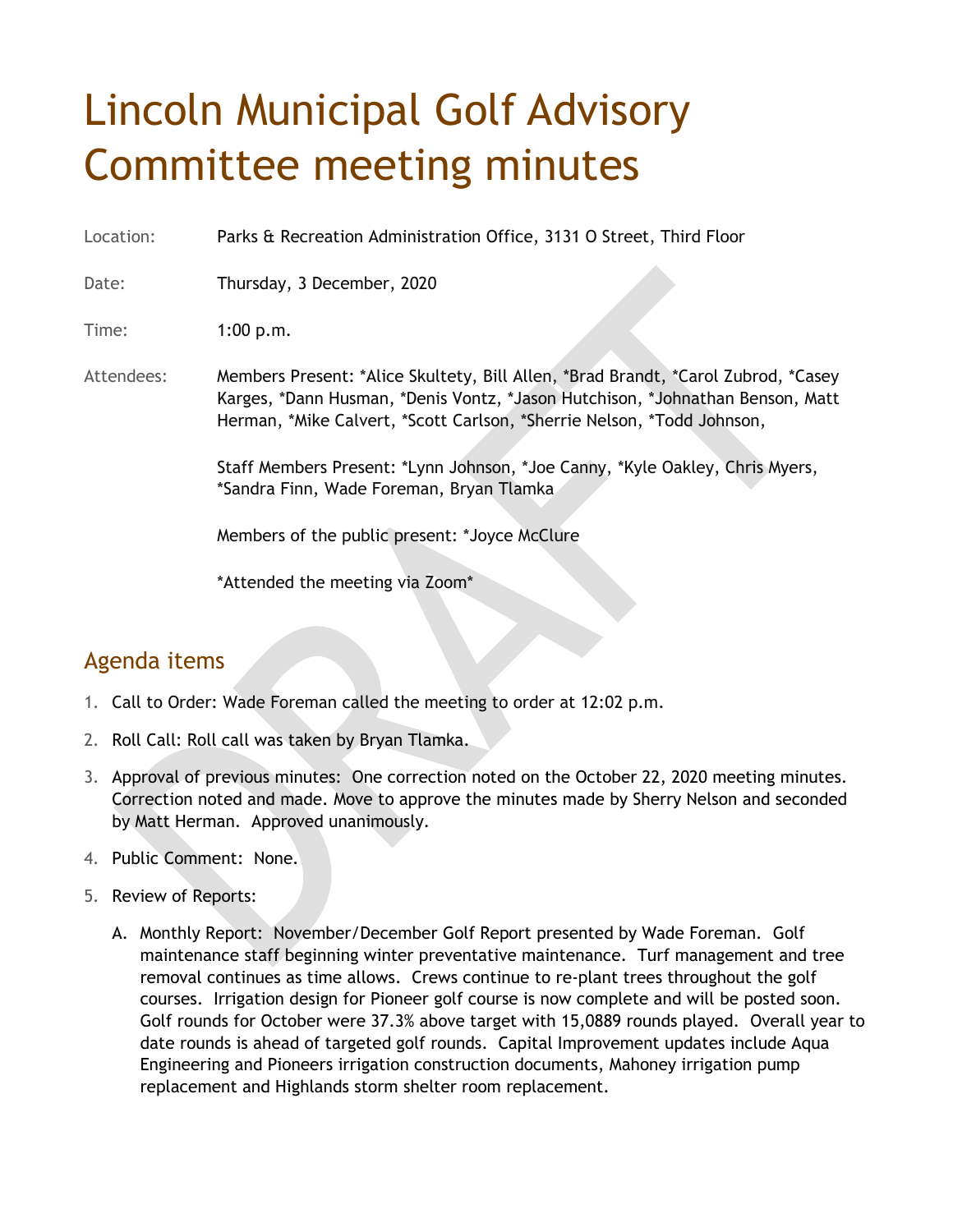# Lincoln Municipal Golf Advisory Committee meeting minutes

Location: Parks & Recreation Administration Office, 3131 O Street, Third Floor

Date: Thursday, 3 December, 2020

Time: 1:00 p.m.

Attendees: Members Present: *Alice Skultety, Bill Allen, *Brad Brandt, *Carol Zubrod, *Casey Karges, *Dann Husman, *Denis Vontz, *Jason Hutchison, *Johnathan Benson, Matt Herman, *Mike Calvert, *Scott Carlson, *Sherrie Nelson, *Todd Johnson,

Staff Members Present: *Lynn Johnson, *Joe Canny, *Kyle Oakley, Chris Myers, *Sandra Finn, Wade Foreman, Bryan Tlamka

Members of the public present: *Joyce McClure

*Attended the meeting via Zoom*

## Agenda items

1. Call to Order: Wade Foreman called the meeting to order at 12:02 p.m.
2. Roll Call: Roll call was taken by Bryan Tlamka.
3. Approval of previous minutes: One correction noted on the October 22, 2020 meeting minutes. Correction noted and made. Move to approve the minutes made by Sherry Nelson and seconded by Matt Herman. Approved unanimously.
4. Public Comment: None.
5. Review of Reports:
   A. Monthly Report: November/December Golf Report presented by Wade Foreman. Golf maintenance staff beginning winter preventative maintenance. Turf management and tree removal continues as time allows. Crews continue to re-plant trees throughout the golf courses. Irrigation design for Pioneer golf course is now complete and will be posted soon. Golf rounds for October were 37.3% above target with 15,0889 rounds played. Overall year to date rounds is ahead of targeted golf rounds. Capital Improvement updates include Aqua Engineering and Pioneers irrigation construction documents, Mahoney irrigation pump replacement and Highlands storm shelter room replacement.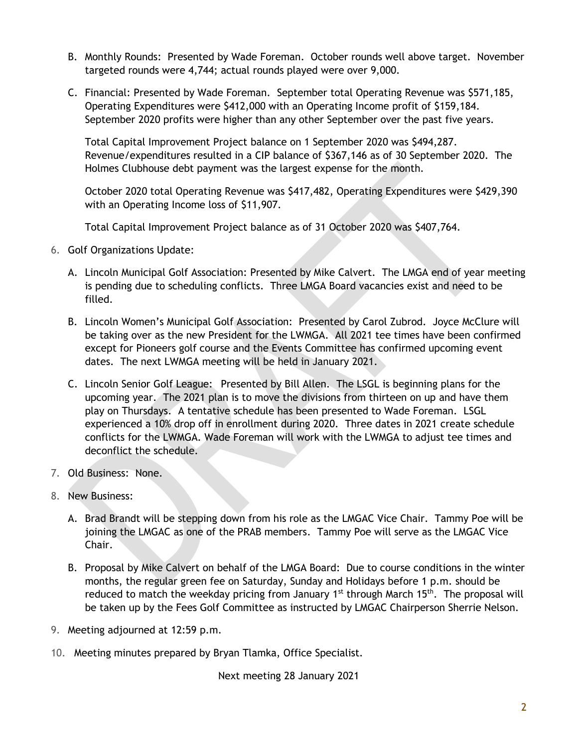B. Monthly Rounds: Presented by Wade Foreman. October rounds well above target. November targeted rounds were 4,744; actual rounds played were over 9,000.

C. Financial: Presented by Wade Foreman. September total Operating Revenue was $571,185, Operating Expenditures were $412,000 with an Operating Income profit of $159,184. September 2020 profits were higher than any other September over the past five years.

   Total Capital Improvement Project balance on 1 September 2020 was $494,287. Revenue/expenditures resulted in a CIP balance of $367,146 as of 30 September 2020. The Holmes Clubhouse debt payment was the largest expense for the month.

   October 2020 total Operating Revenue was $417,482, Operating Expenditures were $429,390 with an Operating Income loss of $11,907.

   Total Capital Improvement Project balance as of 31 October 2020 was $407,764.

6. Golf Organizations Update:

   A. Lincoln Municipal Golf Association: Presented by Mike Calvert. The LMGA end of year meeting is pending due to scheduling conflicts. Three LMGA Board vacancies exist and need to be filled.

   B. Lincoln Women's Municipal Golf Association: Presented by Carol Zubrod. Joyce McClure will be taking over as the new President for the LWMGA. All 2021 tee times have been confirmed except for Pioneers golf course and the Events Committee has confirmed upcoming event dates. The next LWMGA meeting will be held in January 2021.

   C. Lincoln Senior Golf League: Presented by Bill Allen. The LSGL is beginning plans for the upcoming year. The 2021 plan is to move the divisions from thirteen on up and have them play on Thursdays. A tentative schedule has been presented to Wade Foreman. LSGL experienced a 10% drop off in enrollment during 2020. Three dates in 2021 create schedule conflicts for the LWMGA. Wade Foreman will work with the LWMGA to adjust tee times and deconflict the schedule.

7. Old Business: None.

8. New Business:

   A. Brad Brandt will be stepping down from his role as the LMGAC Vice Chair. Tammy Poe will be joining the LMGAC as one of the PRAB members. Tammy Poe will serve as the LMGAC Vice Chair.

   B. Proposal by Mike Calvert on behalf of the LMGA Board: Due to course conditions in the winter months, the regular green fee on Saturday, Sunday and Holidays before 1 p.m. should be reduced to match the weekday pricing from January 1st through March 15th. The proposal will be taken up by the Fees Golf Committee as instructed by LMGAC Chairperson Sherrie Nelson.

9. Meeting adjourned at 12:59 p.m.

10. Meeting minutes prepared by Bryan Tlamka, Office Specialist.

Next meeting 28 January 2021